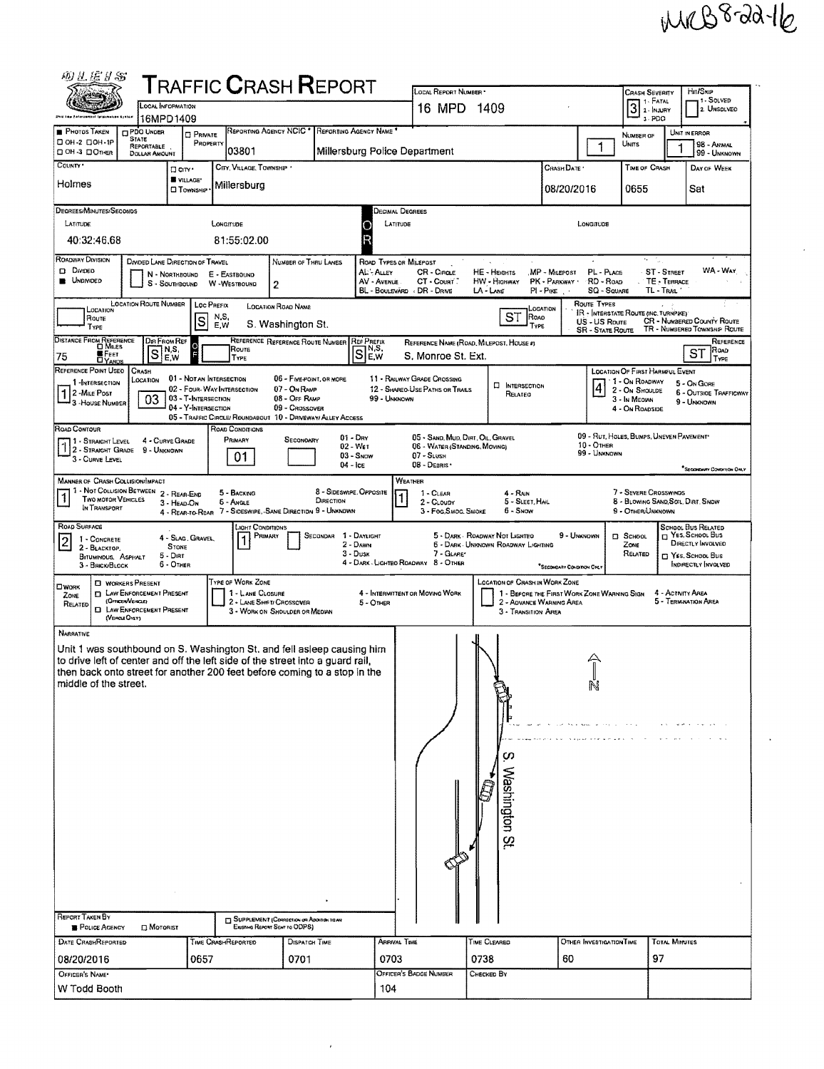MRB 8-22-16

# Traffic Crash Report

| Local Information | Local Report Number | Crash Severity | Hit/Skip |
|---|---|---|---|
| 16MPD1409 | 16 MPD 1409 | 3 (1 - Fatal, 2 - Injury, 3 - PDO) | 1 - Solved, 2 - Unsolved |

| Photos Taken | PDO Under State Reportable Dollar Amount | Private Property | Reporting Agency NCIC | Reporting Agency Name | Number of Units | Unit in Error |
|---|---|---|---|---|---|---|
| OH-2 / OH-1P / OH-3 / Other | | | 03801 | Millersburg Police Department | 1 | 1 (98 - Animal, 99 - Unknown) |

| County | City / Village / Township | City, Village, Township | Crash Date | Time of Crash | Day of Week |
|---|---|---|---|---|---|
| Holmes | Village | Millersburg | 08/20/2016 | 0655 | Sat |

**Degrees/Minutes/Seconds**

| Latitude | Longitude |
|---|---|
| 40:32:46.68 | 81:55:02.00 |

**Decimal Degrees**: Latitude / Longitude (blank)

| Roadway Division | Divided Lane Direction of Travel | Number of Thru Lanes |
|---|---|---|
| Undivided | | 2 |

Road Types or Milepost: AL - Alley, AV - Avenue, BL - Boulevard, CR - Circle, CT - Court, DR - Drive, HE - Heights, HW - Highway, LA - Lane, MP - Milepost, PK - Parkway, PI - Pike, PL - Place, RD - Road, SQ - Square, ST - Street, TE - Terrace, TL - Trail, WA - Way

| Location Route Number | Loc Prefix | Location Road Name | Location Road Type |
|---|---|---|---|
| | S | S. Washington St. | ST |

Route Types: IR - Interstate Route (Inc. Turnpike), US - US Route, SR - State Route, CR - Numbered County Route, TR - Numbered Township Route

| Distance From Reference | Dir From Ref | Reference Route Number | Ref Prefix | Reference Name (Road, Milepost, House #) | Reference Road Type |
|---|---|---|---|---|---|
| 75 Feet | S | | S | S. Monroe St. Ext. | ST |

**Reference Point Used**: 1 (1 - Intersection, 2 - Mile Post, 3 - House Number)

**Crash Location**: 03 (01 - Not an Intersection, 02 - Four-Way Intersection, 03 - T-Intersection, 04 - Y-Intersection, 05 - Traffic Circle/Roundabout, 06 - Five-Point or More, 07 - On Ramp, 08 - Off Ramp, 09 - Crossover, 10 - Driveway/Alley Access, 11 - Railway Grade Crossing, 12 - Shared-Use Paths or Trails, 99 - Unknown)

Intersection Related: ☐

**Location of First Harmful Event**: 4 (1 - On Roadway, 2 - On Shoulder, 3 - In Median, 4 - On Roadside, 5 - On Gore, 6 - Outside Trafficway, 9 - Unknown)

**Road Contour**: 1 (1 - Straight Level, 2 - Straight Grade, 3 - Curve Level, 4 - Curve Grade, 9 - Unknown)

**Road Conditions**: Primary 01 (01 - Dry, 02 - Wet, 03 - Snow, 04 - Ice, 05 - Sand, Mud, Dirt, Oil, Gravel, 06 - Water (Standing, Moving), 07 - Slush, 08 - Debris, 09 - Rut, Holes, Bumps, Uneven Pavement, 10 - Other, 99 - Unknown)

**Manner of Crash Collision/Impact**: 1 (1 - Not Collision Between Two Motor Vehicles In Transport, 2 - Rear-End, 3 - Head-On, 4 - Rear-to-Rear, 5 - Backing, 6 - Angle, 7 - Sideswipe, Same Direction, 8 - Sideswipe, Opposite Direction, 9 - Unknown)

**Weather**: 1 (1 - Clear, 2 - Cloudy, 3 - Fog, Smog, Smoke, 4 - Rain, 5 - Sleet, Hail, 6 - Snow, 7 - Severe Crosswinds, 8 - Blowing Sand, Soil, Dirt, Snow, 9 - Other/Unknown)

**Road Surface**: 2 (1 - Concrete, 2 - Blacktop, Bituminous, Asphalt, 3 - Brick/Block, 4 - Slag, Gravel, Stone, 5 - Dirt, 6 - Other)

**Light Conditions**: Primary 1 (1 - Daylight, 2 - Dawn, 3 - Dusk, 4 - Dark - Lighted Roadway, 5 - Dark - Roadway Not Lighted, 6 - Dark - Unknown Roadway Lighting, 7 - Glare, 8 - Other, 9 - Unknown)

School Zone Related: ☐ | School Bus Related: ☐

Work Zone Related: ☐ Workers Present, ☐ Law Enforcement Present (Officer/Vehicle), ☐ Law Enforcement Present (Vehicle Only)

Type of Work Zone: 1 - Lane Closure, 2 - Lane Shift/Crossover, 3 - Work on Shoulder or Median, 4 - Intermittent or Moving Work, 5 - Other

Location of Crash in Work Zone: 1 - Before the First Work Zone Warning Sign, 2 - Advance Warning Area, 3 - Transition Area, 4 - Activity Area, 5 - Termination Area

## Narrative

Unit 1 was southbound on S. Washington St. and fell asleep causing him to drive left of center and off the left side of the street into a guard rail, then back onto street for another 200 feet before coming to a stop in the middle of the street.

(Diagram: S. Washington St., N arrow)

**Report Taken By**: ■ Police Agency ☐ Motorist | ☐ Supplement (Correction or Addition to an Existing Report Sent to ODPS)

| Date Crash Reported | Time Crash Reported | Dispatch Time | Arrival Time | Time Cleared | Other Investigation Time | Total Minutes |
|---|---|---|---|---|---|---|
| 08/20/2016 | 0657 | 0701 | 0703 | 0738 | 60 | 97 |

| Officer's Name | Officer's Badge Number | Checked By |
|---|---|---|
| W Todd Booth | 104 | |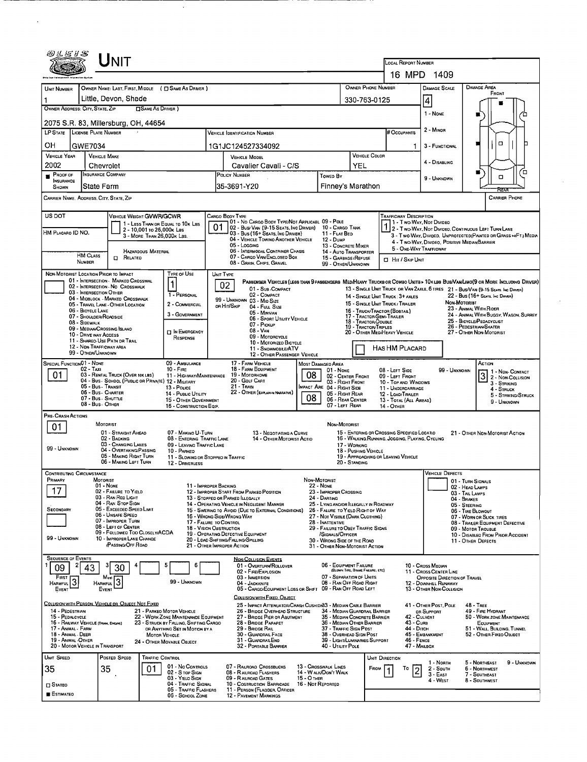# UNIT

**LOCAL REPORT NUMBER:** 16 MPD 1409

| UNIT NUMBER | OWNER NAME: LAST, FIRST, MIDDLE ( ☐ SAME AS DRIVER ) | OWNER PHONE NUMBER | DAMAGE SCALE | DAMAGE AREA |
|---|---|---|---|---|
| 1 | Little, Devon, Shade | 330-763-0125 | 4 | |

**OWNER ADDRESS: CITY, STATE, ZIP** ( ☐ SAME AS DRIVER ): 2075 S.R. 83, Millersburg, OH, 44654

| LP STATE | LICENSE PLATE NUMBER | VEHICLE IDENTIFICATION NUMBER | # OCCUPANTS |
|---|---|---|---|
| OH | GWE7034 | 1G1JC124527334092 | 1 |

| VEHICLE YEAR | VEHICLE MAKE | VEHICLE MODEL | VEHICLE COLOR |
|---|---|---|---|
| 2002 | Chevrolet | Cavalier Cavali - C/S | YEL |

| PROOF OF INSURANCE SHOWN | INSURANCE COMPANY | POLICY NUMBER | TOWED BY |
|---|---|---|---|
| ■ | State Farm | 35-3691-Y20 | Finney's Marathon |

Damage Scale: 1 - None; 2 - Minor; 3 - Functional; 4 - Disabling; 9 - Unknown

CARRIER NAME, ADDRESS, CITY, STATE, ZIP: 
CARRIER PHONE:

US DOT:
HM PLACARD ID NO.:
HM CLASS NUMBER:

VEHICLE WEIGHT GVWR/GCWR: 1 - Less Than or Equal to 10k Lbs; 2 - 10,001 to 26,000k Lbs; 3 - More Than 26,000k Lbs.
☐ Hazardous Material Related

CARGO BODY TYPE: **01**
01 - No Cargo Body Type/Not Applicable; 02 - Bus/Van (9-15 Seats, Inc Driver); 03 - Bus (16+ Seats, Inc Driver); 04 - Vehicle Towing Another Vehicle; 05 - Logging; 06 - Intermodal Container Chassis; 07 - Cargo Van/Enclosed Box; 08 - Grain, Chips, Gravel; 09 - Pole; 10 - Cargo Tank; 11 - Flat Bed; 12 - Dump; 13 - Concrete Mixer; 14 - Auto Transporter; 15 - Garbage/Refuse; 99 - Other/Unknown

TRAFFICWAY DESCRIPTION: **1**
1 - Two-Way, Not Divided; 2 - Two-Way, Not Divided, Continuous Left Turn Lane; 3 - Two-Way, Divided, Unprotected (Painted or Grass >4Ft.) Media; 4 - Two-Way, Divided, Positive Median Barrier; 5 - One-Way Trafficway
☐ Hit / Skip Unit

NON-MOTORIST LOCATION PRIOR TO IMPACT:
01 - Intersection - Marked Crosswalk; 02 - Intersection - No Crosswalk; 03 - Intersection Other; 04 - Midblock - Marked Crosswalk; 05 - Travel Lane - Other Location; 06 - Bicycle Lane; 07 - Shoulder/Roadside; 08 - Sidewalk; 09 - Median/Crossing Island; 10 - Drive way Access; 11 - Shared-Use Path or Trail; 12 - Non-Trafficway Area; 99 - Other/Unknown

TYPE OF USE: **1**
1 - Personal; 2 - Commercial; 3 - Government; ☐ In Emergency Response

UNIT TYPE: **02**
Passenger Vehicles (less than 9 passengers Med/Heavy Trucks or Combo Units > 10k lbs Bus/Van/Limo(9 or more including driver)
01 - Sub-Compact; 02 - Compact; 99 - Unknown 03 - Mid Size; or Hit/Skip 04 - Full Size; 05 - Minivan; 06 - Sport Utility Vehicle; 07 - Pickup; 08 - Van; 09 - Motorcycle; 10 - Motorized Bicycle; 11 - Snowmobile/ATV; 12 - Other Passenger Vehicle
13 - Single Unit Truck or Van 2axle, 6 tires; 14 - Single Unit Truck: 3+ Axles; 15 - Single Unit Truck / Trailer; 16 - Truck/Tractor (Bobtail); 17 - Tractor/Semi-Trailer; 18 - Tractor/Double; 19 - Tractor/Triples; 20 - Other Med/Heavy Vehicle
21 - Bus/Van (9-15 Seats, Inc Driver); 22 - Bus (16+ Seats, Inc Driver)
Non-Motorist: 23 - Animal With Rider; 24 - Animal With Buggy, Wagon, Surrey; 25 - Bicycle/Pedacyclist; 26 - Pedestrian/Skater; 27 - Other Non-Motorist
☐ Has HM Placard

SPECIAL FUNCTION: **01**
01 - None; 02 - Taxi; 03 - Rental Truck (Over 10k lbs); 04 - Bus - School (Public or Private); 05 - Bus - Transit; 06 - Bus - Charter; 07 - Bus - Shuttle; 08 - Bus - Other; 09 - Ambulance; 10 - Fire; 11 - Highway/Maintenance; 12 - Military; 13 - Police; 14 - Public Utility; 15 - Other Government; 16 - Construction Eqip.; 17 - Farm Vehicle; 18 - Farm Equipment; 19 - Motorhome; 20 - Golf Cart; 21 - Train; 22 - Other (Explain in Narrative)

MOST DAMAGED AREA: **08**
IMPACT ARE: **08**
01 - None; 02 - Center Front; 03 - Right Front; 04 - Right Side; 05 - Right Rear; 06 - Rear Center; 07 - Left Rear; 08 - Left Side; 09 - Left Front; 10 - Top and Windows; 11 - Undercarriage; 12 - Load/Trailer; 13 - Total (All Areas); 14 - Other; 99 - Unknown

ACTION: **3**
1 - Non-Contact; 2 - Non-Collision; 3 - Striking; 4 - Struck; 5 - Striking/Struck; 9 - Unknown

PRE-CRASH ACTIONS: **01**
Motorist: 01 - Straight Ahead; 02 - Backing; 03 - Changing Lanes; 04 - Overtaking/Passing; 05 - Making Right Turn; 06 - Making Left Turn; 07 - Making U-Turn; 08 - Entering Traffic Lane; 09 - Leaving Traffic Lane; 10 - Parked; 11 - Slowing or Stopped in Traffic; 12 - Driverless; 13 - Negotiating a Curve; 14 - Other Motorist Actio
Non-Motorist: 15 - Entering or Crossing Specified Locatio; 16 - Walking, Running, Jogging, Playing, Cycling; 17 - Working; 18 - Pushing Vehicle; 19 - Approaching or Leaving Vehicle; 20 - Standing; 21 - Other Non-Motorist Action
99 - Unknown

CONTRIBUTING CIRCUMSTANCE:
PRIMARY: **17**
SECONDARY:
Motorist: 01 - None; 02 - Failure to Yield; 03 - Ran Red Light; 04 - Ran Stop Sign; 05 - Exceeded Speed Limit; 06 - Unsafe Speed; 07 - Improper Turn; 08 - Left of Center; 09 - Followed Too Closely/ACDA; 10 - Improper Lane Change /Passing/Off Road; 11 - Improper Backing; 12 - Improper Start From Parked Position; 13 - Stopped or Parked Illegally; 14 - Operating Vehicle in Negligent Manner; 15 - Swering to Avoid (Due to External Conditions); 16 - Wrong Side/Wrong Way; 17 - Failure to Control; 18 - Vision Obstruction; 19 - Operating Defective Equipment; 20 - Load Shifting/Falling/Spilling; 21 - Other Improper Action
Non-Motorist: 22 - None; 23 - Improper Crossing; 24 - Darting; 25 - Lying and/or Illegally in Roadway; 26 - Failure to Yield Right of Way; 27 - Not Visible (Dark Clothing); 28 - Inattentive; 29 - Failure to Obey Traffic Signs /Signals/Officer; 30 - Wrong Side of the Road; 31 - Other Non-Motorist Action
99 - Unknown

VEHICLE DEFECTS:
01 - Turn Signals; 02 - Head Lamps; 03 - Tail Lamps; 04 - Brakes; 05 - Steering; 06 - Tire Blowout; 07 - Worn or Slick Tires; 08 - Trailer Equipment Defective; 09 - Motor Trouble; 10 - Disabled From Prior Accident; 11 - Other Defects

SEQUENCE OF EVENTS:

| 1 | 2 | 3 | 4 | 5 | 6 |
|---|---|---|---|---|---|
| 09 | 43 | 30 | | | |

First Harmful Event: 3
Most Harmful Event: 3
99 - Unknown

Non-Collision Events: 01 - Overturn/Rollover; 02 - Fire/Explosion; 03 - Immersion; 04 - Jackknife; 05 - Cargo/Equipment Loss or Shift; 06 - Equipment Failure (Blown Tire, Brake Failure, etc); 07 - Separation of Units; 08 - Ran Off Road Right; 09 - Ran Off Road Left; 10 - Cross Median; 11 - Cross Center Line Opposite Direction of Travel; 12 - Downhill Runaway; 13 - Other Non-Collision

Collision with Person, Vehicle or Object Not Fixed: 14 - Pedestrian; 15 - Pedalcycle; 16 - Railway Vehicle (Train, Engine); 17 - Animal - Farm; 18 - Animal - Deer; 19 - Animal - Other; 20 - Motor Vehicle in Transport; 21 - Parked Motor Vehicle; 22 - Work Zone Maintenance Equipment; 23 - Struck by Falling, Shifting Cargo or Anything Set in Motion by a Motor Vehicle; 24 - Other Movable Object

Collision with Fixed, Object: 25 - Impact Attenuator/Crash Cushion; 26 - Bridge Overhead Structure; 27 - Bridge Pier or Abutment; 28 - Bridge Parapet; 29 - Bridge Rail; 30 - Guardrail Face; 31 - Guardrail End; 32 - Portable Barrier; 33 - Median Cable Barrier; 34 - Median Guardrail Barrier; 35 - Median Concrete Barrier; 36 - Median Other Barrier; 37 - Traffic Sign Post; 38 - Overhead Sign Post; 39 - Light/Luminaries Support; 40 - Utility Pole; 41 - Other Post, Pole or Support; 42 - Culvert; 43 - Curb; 44 - Ditch; 45 - Embankment; 46 - Fence; 47 - Mailbox; 48 - Tree; 49 - Fire Hydrant; 50 - Work Zone Maintenance Equipment; 51 - Wall, Building, Tunnel; 52 - Other Fixed Object

| UNIT SPEED | POSTED SPEED | TRAFFIC CONTROL | UNIT DIRECTION |
|---|---|---|---|
| 35 | 35 | 01 | From 1 To 2 |

☐ Stated
■ Estimated

Traffic Control: 01 - No Controls; 02 - Stop Sign; 03 - Yield Sign; 04 - Traffic Signal; 05 - Traffic Flashers; 06 - School Zone; 07 - Railroad Crossbucks; 08 - Railroad Flashers; 09 - Railroad Gates; 10 - Costruction Barricade; 11 - Person (Flagger, Officer; 12 - Pavement Markings; 13 - Crosswalk Lines; 14 - Walk/Don't Walk; 15 - Other; 16 - Not Reported

Unit Direction: 1 - North; 2 - South; 3 - East; 4 - West; 5 - Northeast; 6 - Northwest; 7 - Southeast; 8 - Southwest; 9 - Unknown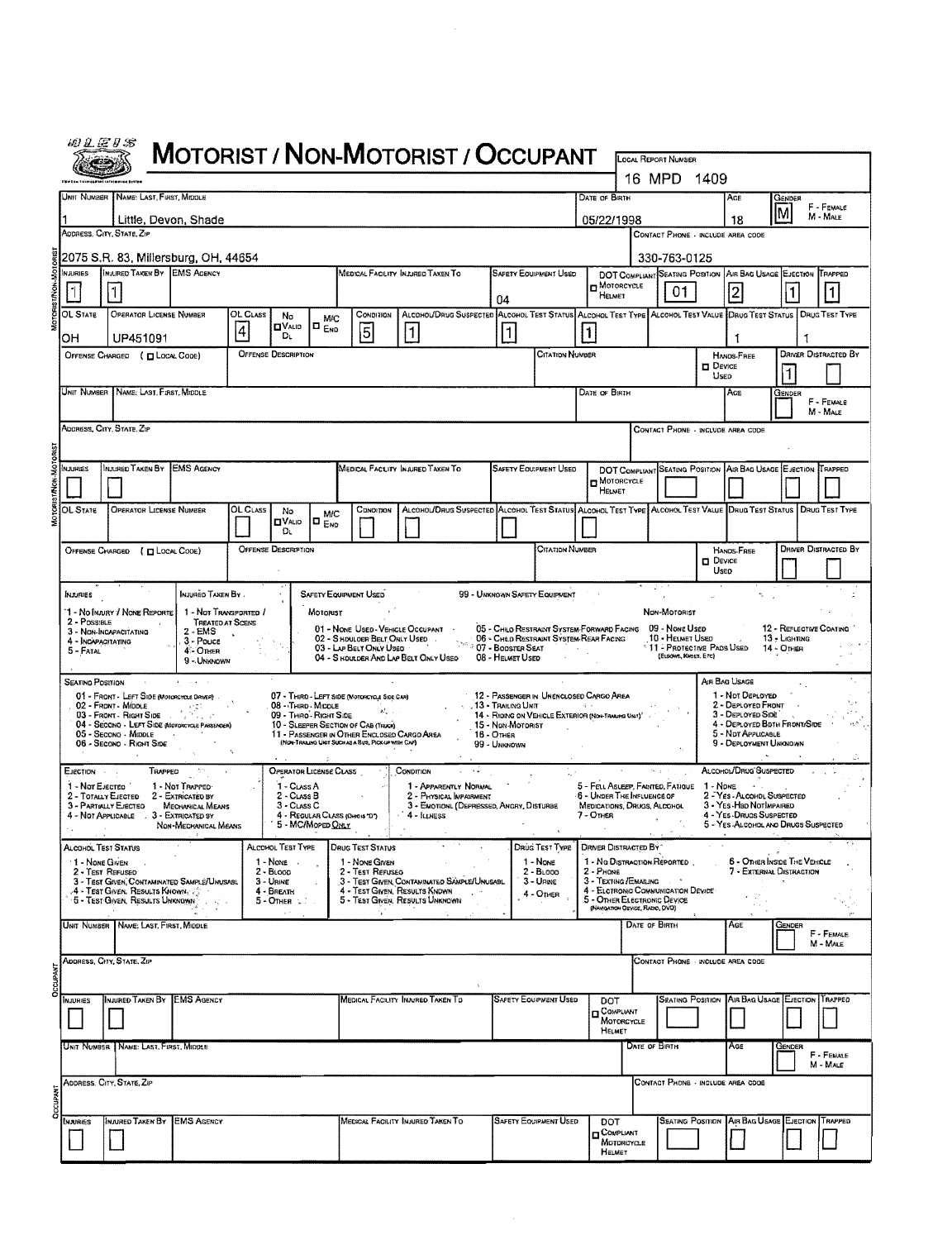# MOTORIST / NON-MOTORIST / OCCUPANT

OLEIS

LOCAL REPORT NUMBER: 16 MPD 1409

## MOTORIST/NON-MOTORIST

| UNIT NUMBER | NAME: LAST, FIRST, MIDDLE | DATE OF BIRTH | AGE | GENDER |
|---|---|---|---|---|
| 1 | Little, Devon, Shade | 05/22/1998 | 18 | M |

F - FEMALE M - MALE

ADDRESS, CITY, STATE, ZIP: 2075 S.R. 83, Millersburg, OH, 44654

CONTACT PHONE - INCLUDE AREA CODE: 330-763-0125

| INJURIES | INJURED TAKEN BY | EMS AGENCY | MEDICAL FACILITY INJURED TAKEN TO | SAFETY EQUIPMENT USED | DOT COMPLIANT MOTORCYCLE HELMET | SEATING POSITION | AIR BAG USAGE | EJECTION | TRAPPED |
|---|---|---|---|---|---|---|---|---|---|
| 1 | 1 | | | 04 | | 01 | 2 | 1 | 1 |

| OL STATE | OPERATOR LICENSE NUMBER | OL CLASS | NO VALID DL | M/C END | CONDITION | ALCOHOL/DRUG SUSPECTED | ALCOHOL TEST STATUS | ALCOHOL TEST TYPE | ALCOHOL TEST VALUE | DRUG TEST STATUS | DRUG TEST TYPE |
|---|---|---|---|---|---|---|---|---|---|---|---|
| OH | UP451091 | 4 | | | 5 | 1 | 1 | 1 | | 1 | 1 |

| OFFENSE CHARGED ( LOCAL CODE) | OFFENSE DESCRIPTION | CITATION NUMBER | HANDS-FREE DEVICE USED | DRIVER DISTRACTED BY |
|---|---|---|---|---|
| | | | | 1 |

## MOTORIST/NON-MOTORIST

| UNIT NUMBER | NAME: LAST, FIRST, MIDDLE | DATE OF BIRTH | AGE | GENDER |
|---|---|---|---|---|
| | | | | |

F - FEMALE M - MALE

ADDRESS, CITY, STATE, ZIP

CONTACT PHONE - INCLUDE AREA CODE

| INJURIES | INJURED TAKEN BY | EMS AGENCY | MEDICAL FACILITY INJURED TAKEN TO | SAFETY EQUIPMENT USED | DOT COMPLIANT MOTORCYCLE HELMET | SEATING POSITION | AIR BAG USAGE | EJECTION | TRAPPED |
|---|---|---|---|---|---|---|---|---|---|
| | | | | | | | | | |

| OL STATE | OPERATOR LICENSE NUMBER | OL CLASS | NO VALID DL | M/C END | CONDITION | ALCOHOL/DRUG SUSPECTED | ALCOHOL TEST STATUS | ALCOHOL TEST TYPE | ALCOHOL TEST VALUE | DRUG TEST STATUS | DRUG TEST TYPE |
|---|---|---|---|---|---|---|---|---|---|---|---|
| | | | | | | | | | | | |

| OFFENSE CHARGED ( LOCAL CODE) | OFFENSE DESCRIPTION | CITATION NUMBER | HANDS-FREE DEVICE USED | DRIVER DISTRACTED BY |
|---|---|---|---|---|
| | | | | |

## Codes

**INJURIES**
1 - NO INJURY / NONE REPORTED
2 - POSSIBLE
3 - NON-INCAPACITATING
4 - INCAPACITATING
5 - FATAL

**INJURED TAKEN BY**
1 - NOT TRANSPORTED / TREATED AT SCENE
2 - EMS
3 - POLICE
4 - OTHER
9 - UNKNOWN

**SAFETY EQUIPMENT USED**
99 - UNKNOWN SAFETY EQUIPMENT

MOTORIST
01 - NONE USED - VEHICLE OCCUPANT
02 - SHOULDER BELT ONLY USED
03 - LAP BELT ONLY USED
04 - SHOULDER AND LAP BELT ONLY USED
05 - CHILD RESTRAINT SYSTEM-FORWARD FACING
06 - CHILD RESTRAINT SYSTEM-REAR FACING
07 - BOOSTER SEAT
08 - HELMET USED

NON-MOTORIST
09 - NONE USED
10 - HELMET USED
11 - PROTECTIVE PADS USED (ELBOWS, KNEES, ETC)
12 - REFLECTIVE COATING
13 - LIGHTING
14 - OTHER

**SEATING POSITION**
01 - FRONT - LEFT SIDE (MOTORCYCLE DRIVER)
02 - FRONT - MIDDLE
03 - FRONT - RIGHT SIDE
04 - SECOND - LEFT SIDE (MOTORCYCLE PASSENGER)
05 - SECOND - MIDDLE
06 - SECOND - RIGHT SIDE
07 - THIRD - LEFT SIDE (MOTORCYCLE SIDE CAR)
08 - THIRD - MIDDLE
09 - THIRD - RIGHT SIDE
10 - SLEEPER SECTION OF CAB (TRUCK)
11 - PASSENGER IN OTHER ENCLOSED CARGO AREA (NON-TRAILING UNIT SUCH AS A BUS, PICK-UP WITH CAP)
12 - PASSENGER IN UNENCLOSED CARGO AREA
13 - TRAILING UNIT
14 - RIDING ON VEHICLE EXTERIOR (NON-TRAILING UNIT)
15 - NON-MOTORIST
16 - OTHER
99 - UNKNOWN

**AIR BAG USAGE**
1 - NOT DEPLOYED
2 - DEPLOYED FRONT
3 - DEPLOYED SIDE
4 - DEPLOYED BOTH FRONT/SIDE
5 - NOT APPLICABLE
9 - DEPLOYMENT UNKNOWN

**EJECTION**
1 - NOT EJECTED
2 - TOTALLY EJECTED
3 - PARTIALLY EJECTED
4 - NOT APPLICABLE

**TRAPPED**
1 - NOT TRAPPED
2 - EXTRICATED BY MECHANICAL MEANS
3 - EXTRICATED BY NON-MECHANICAL MEANS

**OPERATOR LICENSE CLASS**
1 - CLASS A
2 - CLASS B
3 - CLASS C
4 - REGULAR CLASS (OHIO'S "D")
5 - MC/MOPED ONLY

**CONDITION**
1 - APPARENTLY NORMAL
2 - PHYSICAL IMPAIRMENT
3 - EMOTIONAL (DEPRESSED, ANGRY, DISTURBED)
4 - ILLNESS
5 - FELL ASLEEP, FAINTED, FATIGUE
6 - UNDER THE INFLUENCE OF MEDICATIONS, DRUGS, ALCOHOL
7 - OTHER

**ALCOHOL/DRUG SUSPECTED**
1 - NONE
2 - YES - ALCOHOL SUSPECTED
3 - YES - HBD NOT IMPAIRED
4 - YES - DRUGS SUSPECTED
5 - YES - ALCOHOL AND DRUGS SUSPECTED

**ALCOHOL TEST STATUS**
1 - NONE GIVEN
2 - TEST REFUSED
3 - TEST GIVEN, CONTAMINATED SAMPLE/UNUSABLE
4 - TEST GIVEN, RESULTS KNOWN
5 - TEST GIVEN, RESULTS UNKNOWN

**ALCOHOL TEST TYPE**
1 - NONE
2 - BLOOD
3 - URINE
4 - BREATH
5 - OTHER

**DRUG TEST STATUS**
1 - NONE GIVEN
2 - TEST REFUSED
3 - TEST GIVEN, CONTAMINATED SAMPLE/UNUSABLE
4 - TEST GIVEN, RESULTS KNOWN
5 - TEST GIVEN, RESULTS UNKNOWN

**DRUG TEST TYPE**
1 - NONE
2 - BLOOD
3 - URINE
4 - OTHER

**DRIVER DISTRACTED BY**
1 - NO DISTRACTION REPORTED
2 - PHONE
3 - TEXTING / EMAILING
4 - ELECTRONIC COMMUNICATION DEVICE
5 - OTHER ELECTRONIC DEVICE (NAVIGATION DEVICE, RADIO, DVD)
6 - OTHER INSIDE THE VEHICLE
7 - EXTERNAL DISTRACTION

## OCCUPANT

| UNIT NUMBER | NAME: LAST, FIRST, MIDDLE | DATE OF BIRTH | AGE | GENDER |
|---|---|---|---|---|
| | | | | |

F - FEMALE M - MALE

ADDRESS, CITY, STATE, ZIP

CONTACT PHONE - INCLUDE AREA CODE

| INJURIES | INJURED TAKEN BY | EMS AGENCY | MEDICAL FACILITY INJURED TAKEN TO | SAFETY EQUIPMENT USED | DOT COMPLIANT MOTORCYCLE HELMET | SEATING POSITION | AIR BAG USAGE | EJECTION | TRAPPED |
|---|---|---|---|---|---|---|---|---|---|
| | | | | | | | | | |

## OCCUPANT

| UNIT NUMBER | NAME: LAST, FIRST, MIDDLE | DATE OF BIRTH | AGE | GENDER |
|---|---|---|---|---|
| | | | | |

F - FEMALE M - MALE

ADDRESS, CITY, STATE, ZIP

CONTACT PHONE - INCLUDE AREA CODE

| INJURIES | INJURED TAKEN BY | EMS AGENCY | MEDICAL FACILITY INJURED TAKEN TO | SAFETY EQUIPMENT USED | DOT COMPLIANT MOTORCYCLE HELMET | SEATING POSITION | AIR BAG USAGE | EJECTION | TRAPPED |
|---|---|---|---|---|---|---|---|---|---|
| | | | | | | | | | |